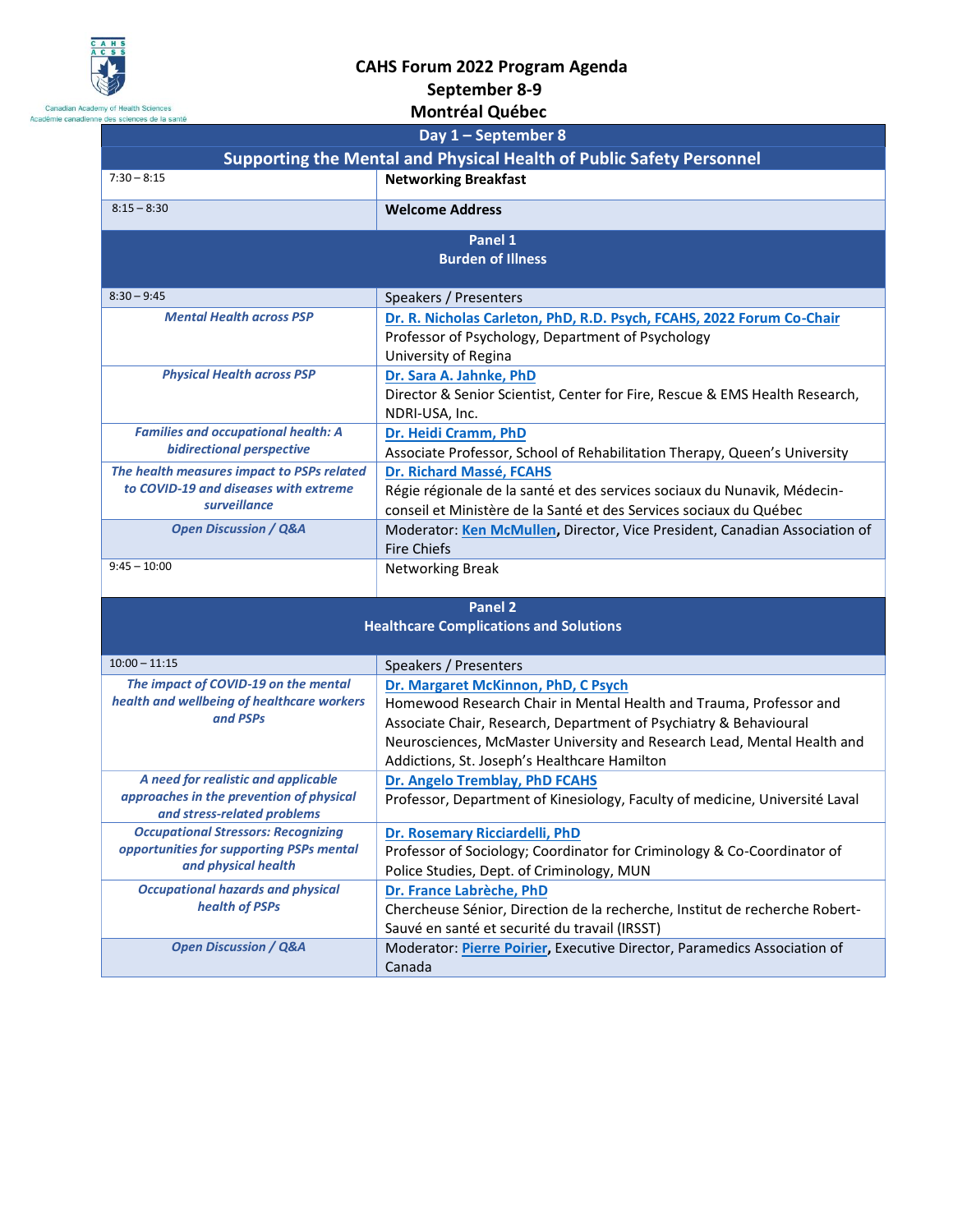Canadian Academy of Health Sciences
Académie canadienne des sciences de la santé

# CAHS Forum 2022 Program Agenda
## September 8-9
## Montréal Québec

| Day 1 – September 8 | |
|---|---|
| **Supporting the Mental and Physical Health of Public Safety Personnel** | |
| 7:30 – 8:15 | **Networking Breakfast** |
| 8:15 – 8:30 | **Welcome Address** |
| **Panel 1**<br>**Burden of Illness** | |
| 8:30 – 9:45 | Speakers / Presenters |
| ***Mental Health across PSP*** | **Dr. R. Nicholas Carleton, PhD, R.D. Psych, FCAHS, 2022 Forum Co-Chair**<br>Professor of Psychology, Department of Psychology<br>University of Regina |
| ***Physical Health across PSP*** | **Dr. Sara A. Jahnke, PhD**<br>Director & Senior Scientist, Center for Fire, Rescue & EMS Health Research, NDRI-USA, Inc. |
| ***Families and occupational health: A bidirectional perspective*** | **Dr. Heidi Cramm, PhD**<br>Associate Professor, School of Rehabilitation Therapy, Queen's University |
| ***The health measures impact to PSPs related to COVID-19 and diseases with extreme surveillance*** | **Dr. Richard Massé, FCAHS**<br>Régie régionale de la santé et des services sociaux du Nunavik, Médecin-conseil et Ministère de la Santé et des Services sociaux du Québec |
| ***Open Discussion / Q&A*** | Moderator: **Ken McMullen**, Director, Vice President, Canadian Association of Fire Chiefs |
| 9:45 – 10:00 | Networking Break |
| **Panel 2**<br>**Healthcare Complications and Solutions** | |
| 10:00 – 11:15 | Speakers / Presenters |
| ***The impact of COVID-19 on the mental health and wellbeing of healthcare workers and PSPs*** | **Dr. Margaret McKinnon, PhD, C Psych**<br>Homewood Research Chair in Mental Health and Trauma, Professor and Associate Chair, Research, Department of Psychiatry & Behavioural Neurosciences, McMaster University and Research Lead, Mental Health and Addictions, St. Joseph's Healthcare Hamilton |
| ***A need for realistic and applicable approaches in the prevention of physical and stress-related problems*** | **Dr. Angelo Tremblay, PhD FCAHS**<br>Professor, Department of Kinesiology, Faculty of medicine, Université Laval |
| ***Occupational Stressors: Recognizing opportunities for supporting PSPs mental and physical health*** | **Dr. Rosemary Ricciardelli, PhD**<br>Professor of Sociology; Coordinator for Criminology & Co-Coordinator of Police Studies, Dept. of Criminology, MUN |
| ***Occupational hazards and physical health of PSPs*** | **Dr. France Labrèche, PhD**<br>Chercheuse Sénior, Direction de la recherche, Institut de recherche Robert-Sauvé en santé et securité du travail (IRSST) |
| ***Open Discussion / Q&A*** | Moderator: **Pierre Poirier**, Executive Director, Paramedics Association of Canada |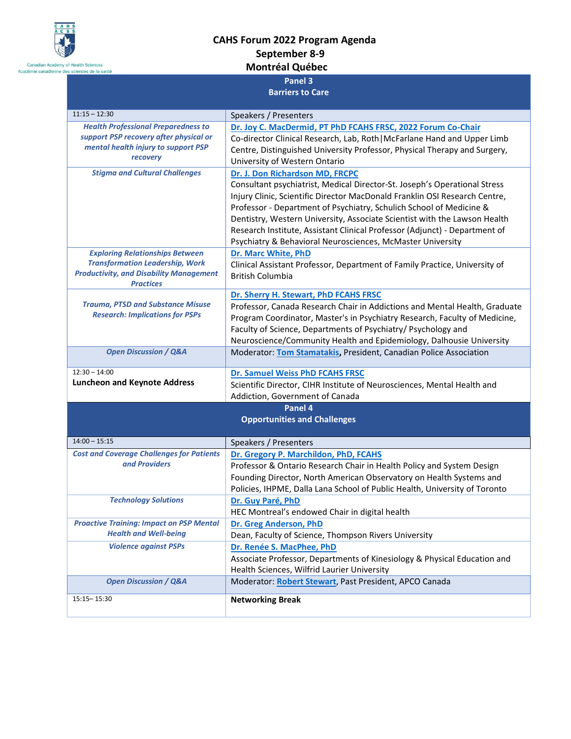Canadian Academy of Health Sciences
Académie canadienne des sciences de la santé

# CAHS Forum 2022 Program Agenda
## September 8-9
## Montréal Québec

| Panel 3<br>Barriers to Care | |
|---|---|
| 11:15 – 12:30 | Speakers / Presenters |
| ***Health Professional Preparedness to support PSP recovery after physical or mental health injury to support PSP recovery*** | **Dr. Joy C. MacDermid, PT PhD FCAHS FRSC, 2022 Forum Co-Chair**<br>Co-director Clinical Research, Lab, Roth\|McFarlane Hand and Upper Limb Centre, Distinguished University Professor, Physical Therapy and Surgery, University of Western Ontario |
| ***Stigma and Cultural Challenges*** | **Dr. J. Don Richardson MD, FRCPC**<br>Consultant psychiatrist, Medical Director-St. Joseph's Operational Stress Injury Clinic, Scientific Director MacDonald Franklin OSI Research Centre, Professor - Department of Psychiatry, Schulich School of Medicine & Dentistry, Western University, Associate Scientist with the Lawson Health Research Institute, Assistant Clinical Professor (Adjunct) - Department of Psychiatry & Behavioral Neurosciences, McMaster University |
| ***Exploring Relationships Between Transformation Leadership, Work Productivity, and Disability Management Practices*** | **Dr. Marc White, PhD**<br>Clinical Assistant Professor, Department of Family Practice, University of British Columbia |
| ***Trauma, PTSD and Substance Misuse Research: Implications for PSPs*** | **Dr. Sherry H. Stewart, PhD FCAHS FRSC**<br>Professor, Canada Research Chair in Addictions and Mental Health, Graduate Program Coordinator, Master's in Psychiatry Research, Faculty of Medicine, Faculty of Science, Departments of Psychiatry/ Psychology and Neuroscience/Community Health and Epidemiology, Dalhousie University |
| ***Open Discussion / Q&A*** | Moderator: **Tom Stamatakis**, President, Canadian Police Association |
| 12:30 – 14:00<br>**Luncheon and Keynote Address** | **Dr. Samuel Weiss PhD FCAHS FRSC**<br>Scientific Director, CIHR Institute of Neurosciences, Mental Health and Addiction, Government of Canada |

| Panel 4<br>Opportunities and Challenges | |
|---|---|
| 14:00 – 15:15 | Speakers / Presenters |
| ***Cost and Coverage Challenges for Patients and Providers*** | **Dr. Gregory P. Marchildon, PhD, FCAHS**<br>Professor & Ontario Research Chair in Health Policy and System Design Founding Director, North American Observatory on Health Systems and Policies, IHPME, Dalla Lana School of Public Health, University of Toronto |
| ***Technology Solutions*** | **Dr. Guy Paré, PhD**<br>HEC Montreal's endowed Chair in digital health |
| ***Proactive Training: Impact on PSP Mental Health and Well-being*** | **Dr. Greg Anderson, PhD**<br>Dean, Faculty of Science, Thompson Rivers University |
| ***Violence against PSPs*** | **Dr. Renée S. MacPhee, PhD**<br>Associate Professor, Departments of Kinesiology & Physical Education and Health Sciences, Wilfrid Laurier University |
| ***Open Discussion / Q&A*** | Moderator: **Robert Stewart**, Past President, APCO Canada |
| 15:15– 15:30 | **Networking Break** |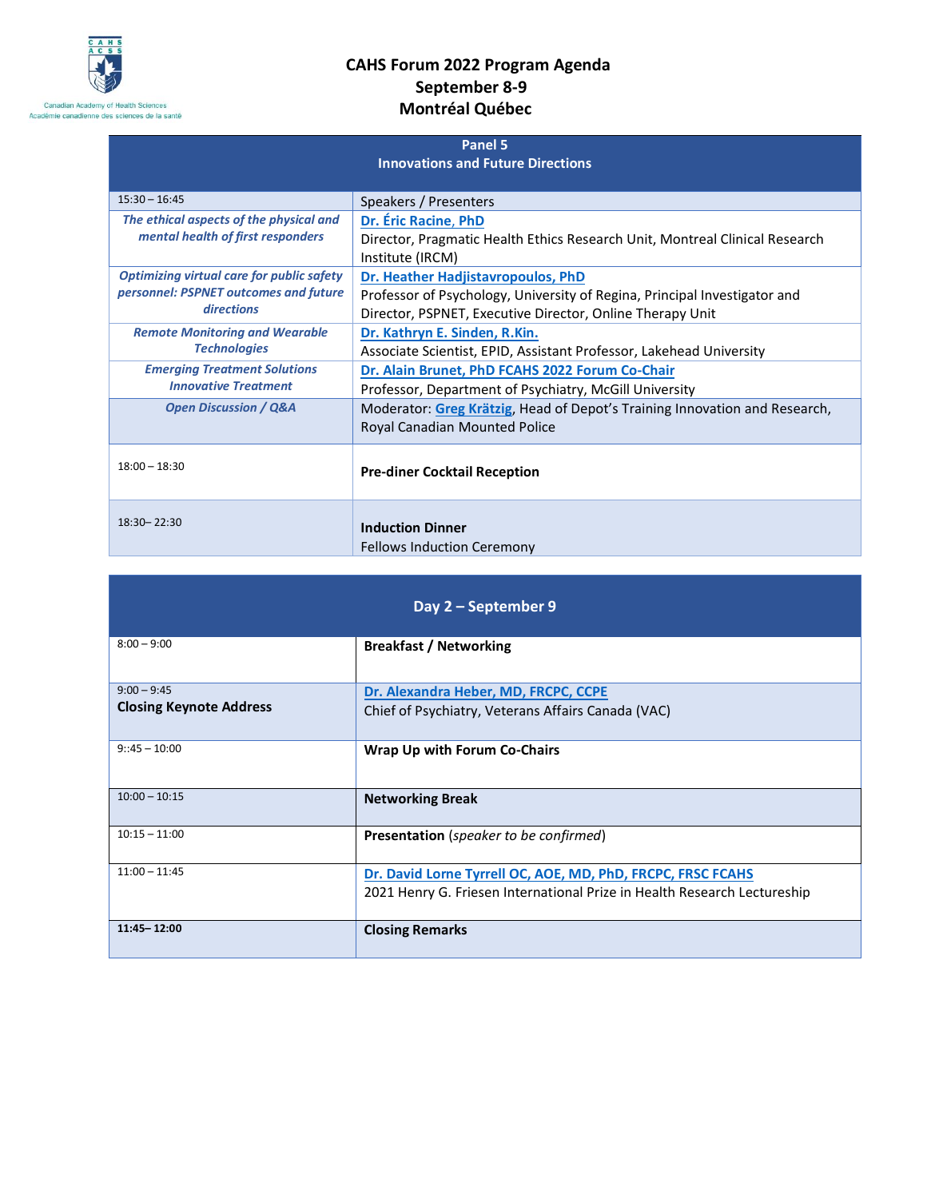# CAHS Forum 2022 Program Agenda
## September 8-9
## Montréal Québec

Canadian Academy of Health Sciences
Académie canadienne des sciences de la santé

| Panel 5 Innovations and Future Directions | |
|---|---|
| 15:30 – 16:45 | Speakers / Presenters |
| *The ethical aspects of the physical and mental health of first responders* | **Dr. Éric Racine, PhD** Director, Pragmatic Health Ethics Research Unit, Montreal Clinical Research Institute (IRCM) |
| *Optimizing virtual care for public safety personnel: PSPNET outcomes and future directions* | **Dr. Heather Hadjistavropoulos, PhD** Professor of Psychology, University of Regina, Principal Investigator and Director, PSPNET, Executive Director, Online Therapy Unit |
| *Remote Monitoring and Wearable Technologies* | **Dr. Kathryn E. Sinden, R.Kin.** Associate Scientist, EPID, Assistant Professor, Lakehead University |
| *Emerging Treatment Solutions Innovative Treatment* | **Dr. Alain Brunet, PhD FCAHS 2022 Forum Co-Chair** Professor, Department of Psychiatry, McGill University |
| *Open Discussion / Q&A* | Moderator: **Greg Krätzig**, Head of Depot's Training Innovation and Research, Royal Canadian Mounted Police |
| 18:00 – 18:30 | **Pre-diner Cocktail Reception** |
| 18:30– 22:30 | **Induction Dinner** Fellows Induction Ceremony |

| Day 2 – September 9 | |
|---|---|
| 8:00 – 9:00 | **Breakfast / Networking** |
| 9:00 – 9:45 **Closing Keynote Address** | **Dr. Alexandra Heber, MD, FRCPC, CCPE** Chief of Psychiatry, Veterans Affairs Canada (VAC) |
| 9::45 – 10:00 | **Wrap Up with Forum Co-Chairs** |
| 10:00 – 10:15 | **Networking Break** |
| 10:15 – 11:00 | **Presentation** (*speaker to be confirmed*) |
| 11:00 – 11:45 | **Dr. David Lorne Tyrrell OC, AOE, MD, PhD, FRCPC, FRSC FCAHS** 2021 Henry G. Friesen International Prize in Health Research Lectureship |
| **11:45– 12:00** | **Closing Remarks** |